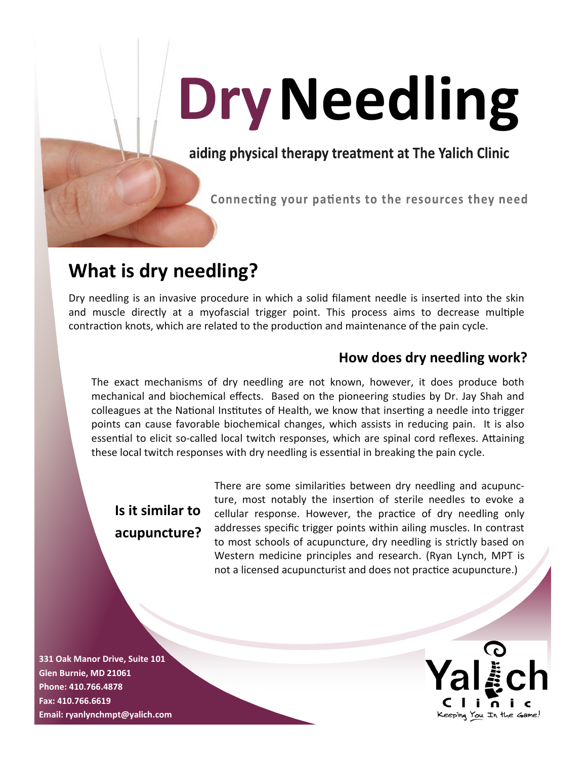# Dry Needling

**aiding physical therapy treatment at The Yalich Clinic**

**Connecting your patients to the resources they need**

## What is dry needling?

Dry needling is an invasive procedure in which a solid filament needle is inserted into the skin and muscle directly at a myofascial trigger point. This process aims to decrease multiple contraction knots, which are related to the production and maintenance of the pain cycle.

### How does dry needling work?

The exact mechanisms of dry needling are not known, however, it does produce both mechanical and biochemical effects. Based on the pioneering studies by Dr. Jay Shah and colleagues at the National Institutes of Health, we know that inserting a needle into trigger points can cause favorable biochemical changes, which assists in reducing pain. It is also essential to elicit so-called local twitch responses, which are spinal cord reflexes. Attaining these local twitch responses with dry needling is essential in breaking the pain cycle.

### Is it similar to acupuncture?

There are some similarities between dry needling and acupuncture, most notably the insertion of sterile needles to evoke a cellular response. However, the practice of dry needling only addresses specific trigger points within ailing muscles. In contrast to most schools of acupuncture, dry needling is strictly based on Western medicine principles and research. (Ryan Lynch, MPT is not a licensed acupuncturist and does not practice acupuncture.)

**331 Oak Manor Drive, Suite 101**
**Glen Burnie, MD 21061**
**Phone: 410.766.4878**
**Fax: 410.766.6619**
**Email: ryanlynchmpt@yalich.com**

Yalich Clinic
Keeping You In the Game!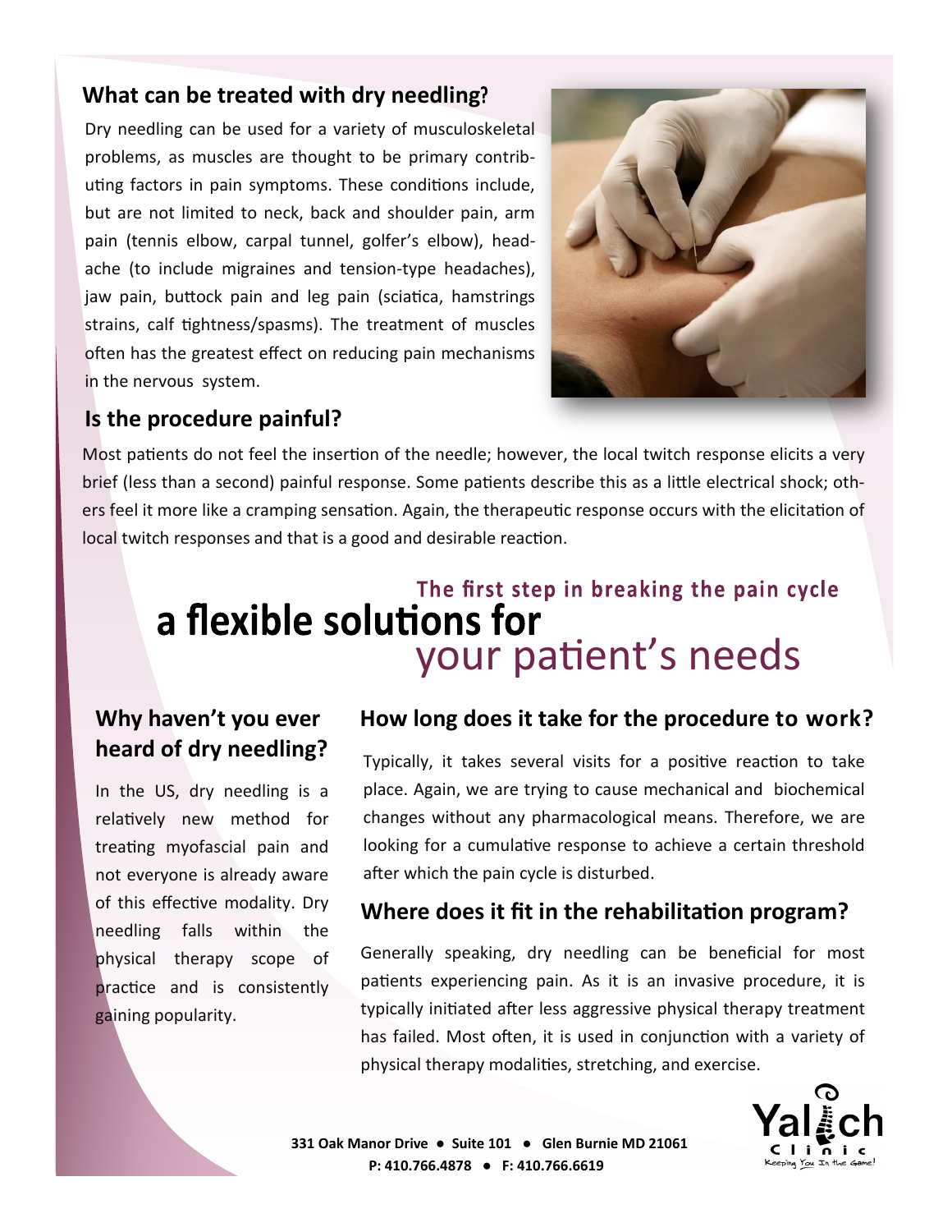## What can be treated with dry needling?

Dry needling can be used for a variety of musculoskeletal problems, as muscles are thought to be primary contributing factors in pain symptoms. These conditions include, but are not limited to neck, back and shoulder pain, arm pain (tennis elbow, carpal tunnel, golfer's elbow), headache (to include migraines and tension-type headaches), jaw pain, buttock pain and leg pain (sciatica, hamstrings strains, calf tightness/spasms). The treatment of muscles often has the greatest effect on reducing pain mechanisms in the nervous system.

## Is the procedure painful?

Most patients do not feel the insertion of the needle; however, the local twitch response elicits a very brief (less than a second) painful response. Some patients describe this as a little electrical shock; others feel it more like a cramping sensation. Again, the therapeutic response occurs with the elicitation of local twitch responses and that is a good and desirable reaction.

The first step in breaking the pain cycle

# a flexible solutions for your patient's needs

## Why haven't you ever heard of dry needling?

In the US, dry needling is a relatively new method for treating myofascial pain and not everyone is already aware of this effective modality. Dry needling falls within the physical therapy scope of practice and is consistently gaining popularity.

## How long does it take for the procedure to work?

Typically, it takes several visits for a positive reaction to take place. Again, we are trying to cause mechanical and biochemical changes without any pharmacological means. Therefore, we are looking for a cumulative response to achieve a certain threshold after which the pain cycle is disturbed.

## Where does it fit in the rehabilitation program?

Generally speaking, dry needling can be beneficial for most patients experiencing pain. As it is an invasive procedure, it is typically initiated after less aggressive physical therapy treatment has failed. Most often, it is used in conjunction with a variety of physical therapy modalities, stretching, and exercise.

**331 Oak Manor Drive ● Suite 101 ● Glen Burnie MD 21061**
**P: 410.766.4878 ● F: 410.766.6619**

Yalich Clinic
Keeping You In the Game!